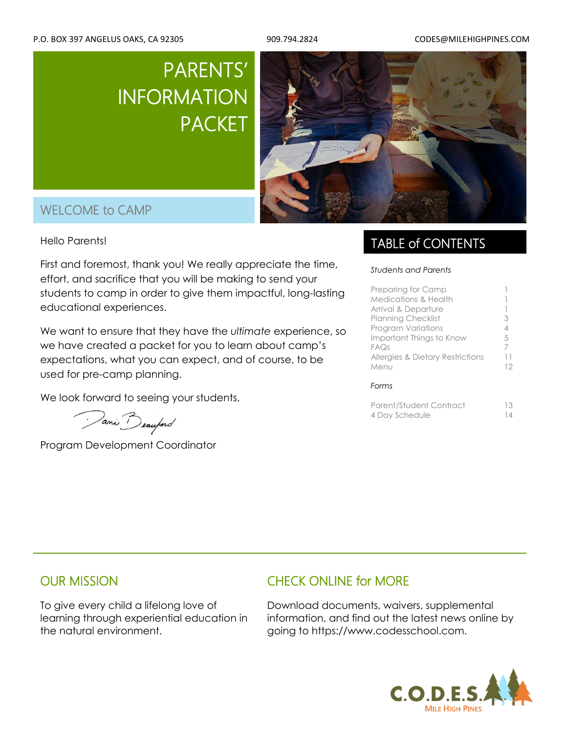P.O. BOX 397 ANGELUS OAKS, CA 92305 909.794.2824 CODES@MILEHIGHPINES.COM

# PARENTS' INFORMATION PACKET

## WELCOME to CAMP

Hello Parents!

First and foremost, thank you! We really appreciate the time, effort, and sacrifice that you will be making to send your students to camp in order to give them impactful, long-lasting educational experiences.

We want to ensure that they have the *ultimate* experience, so we have created a packet for you to learn about camp's expectations, what you can expect, and of course, to be used for pre-camp planning.

We look forward to seeing your students,

Dani Beauford

Program Development Coordinator

## TABLE of CONTENTS

*Students and Parents*

| | |
|---|---|
| Preparing for Camp | 1 |
| Medications & Health | 1 |
| Arrival & Departure | 1 |
| Planning Checklist | 3 |
| Program Variations | 4 |
| Important Things to Know | 5 |
| FAQs | 7 |
| Allergies & Dietary Restrictions | 11 |
| Menu | 12 |

*Forms*

| | |
|---|---|
| Parent/Student Contract | 13 |
| 4 Day Schedule | 14 |

## OUR MISSION

To give every child a lifelong love of learning through experiential education in the natural environment.

## CHECK ONLINE for MORE

Download documents, waivers, supplemental information, and find out the latest news online by going to https://www.codesschool.com.

C.O.D.E.S. MILE HIGH PINES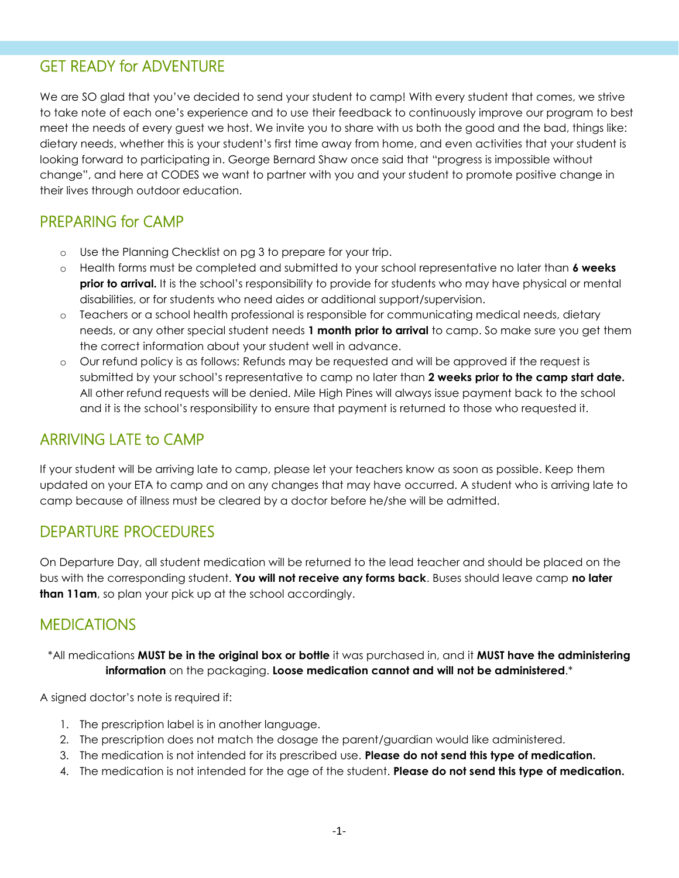## GET READY for ADVENTURE

We are SO glad that you've decided to send your student to camp! With every student that comes, we strive to take note of each one's experience and to use their feedback to continuously improve our program to best meet the needs of every guest we host. We invite you to share with us both the good and the bad, things like: dietary needs, whether this is your student's first time away from home, and even activities that your student is looking forward to participating in. George Bernard Shaw once said that "progress is impossible without change", and here at CODES we want to partner with you and your student to promote positive change in their lives through outdoor education.

## PREPARING for CAMP

- Use the Planning Checklist on pg 3 to prepare for your trip.
- Health forms must be completed and submitted to your school representative no later than **6 weeks prior to arrival.** It is the school's responsibility to provide for students who may have physical or mental disabilities, or for students who need aides or additional support/supervision.
- Teachers or a school health professional is responsible for communicating medical needs, dietary needs, or any other special student needs **1 month prior to arrival** to camp. So make sure you get them the correct information about your student well in advance.
- Our refund policy is as follows: Refunds may be requested and will be approved if the request is submitted by your school's representative to camp no later than **2 weeks prior to the camp start date.** All other refund requests will be denied. Mile High Pines will always issue payment back to the school and it is the school's responsibility to ensure that payment is returned to those who requested it.

## ARRIVING LATE to CAMP

If your student will be arriving late to camp, please let your teachers know as soon as possible. Keep them updated on your ETA to camp and on any changes that may have occurred. A student who is arriving late to camp because of illness must be cleared by a doctor before he/she will be admitted.

## DEPARTURE PROCEDURES

On Departure Day, all student medication will be returned to the lead teacher and should be placed on the bus with the corresponding student. **You will not receive any forms back**. Buses should leave camp **no later than 11am**, so plan your pick up at the school accordingly.

## MEDICATIONS

*All medications **MUST be in the original box or bottle** it was purchased in, and it **MUST have the administering information** on the packaging. **Loose medication cannot and will not be administered**.*

A signed doctor's note is required if:

1. The prescription label is in another language.
2. The prescription does not match the dosage the parent/guardian would like administered.
3. The medication is not intended for its prescribed use. **Please do not send this type of medication.**
4. The medication is not intended for the age of the student. **Please do not send this type of medication.**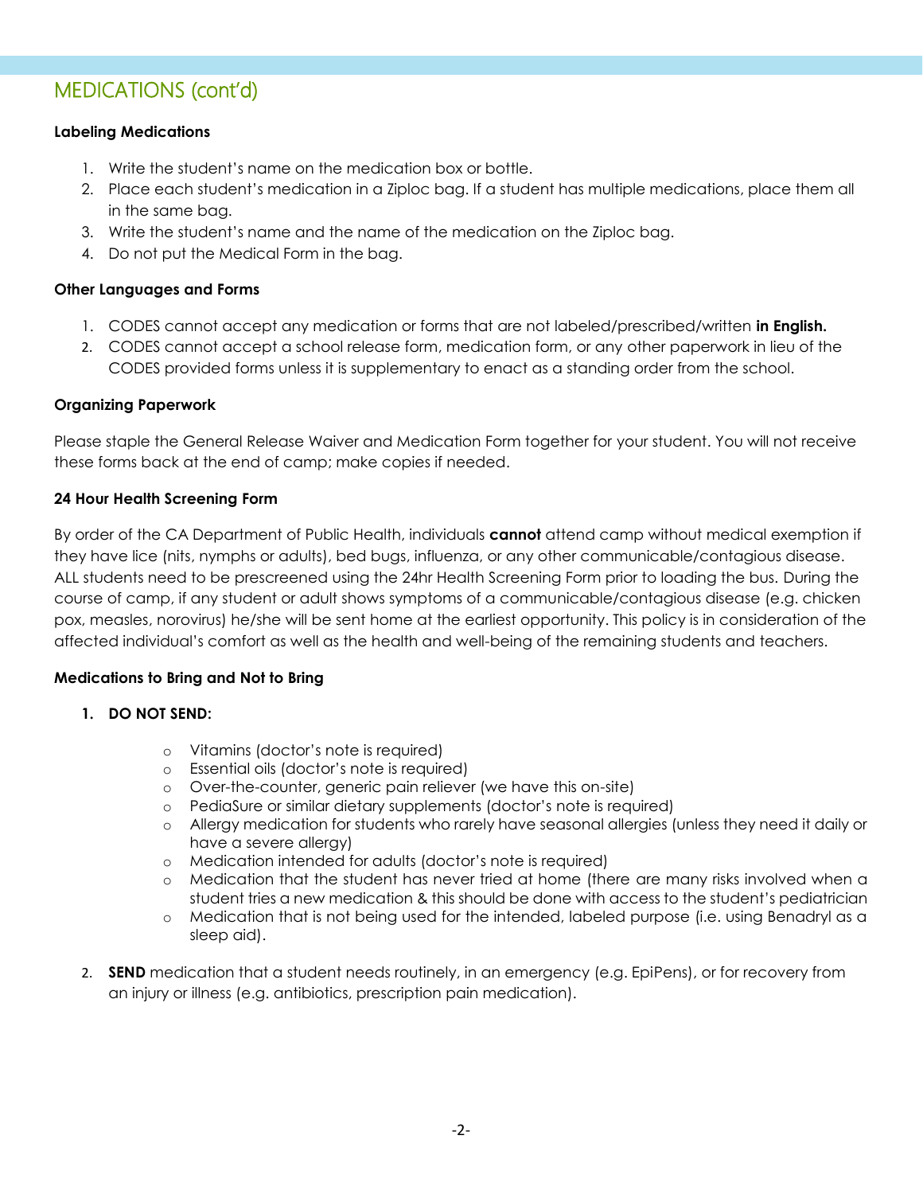# MEDICATIONS (cont'd)

**Labeling Medications**

1. Write the student's name on the medication box or bottle.
2. Place each student's medication in a Ziploc bag. If a student has multiple medications, place them all in the same bag.
3. Write the student's name and the name of the medication on the Ziploc bag.
4. Do not put the Medical Form in the bag.

**Other Languages and Forms**

1. CODES cannot accept any medication or forms that are not labeled/prescribed/written **in English.**
2. CODES cannot accept a school release form, medication form, or any other paperwork in lieu of the CODES provided forms unless it is supplementary to enact as a standing order from the school.

**Organizing Paperwork**

Please staple the General Release Waiver and Medication Form together for your student. You will not receive these forms back at the end of camp; make copies if needed.

**24 Hour Health Screening Form**

By order of the CA Department of Public Health, individuals **cannot** attend camp without medical exemption if they have lice (nits, nymphs or adults), bed bugs, influenza, or any other communicable/contagious disease. ALL students need to be prescreened using the 24hr Health Screening Form prior to loading the bus. During the course of camp, if any student or adult shows symptoms of a communicable/contagious disease (e.g. chicken pox, measles, norovirus) he/she will be sent home at the earliest opportunity. This policy is in consideration of the affected individual's comfort as well as the health and well-being of the remaining students and teachers.

**Medications to Bring and Not to Bring**

1. **DO NOT SEND:**
   - Vitamins (doctor's note is required)
   - Essential oils (doctor's note is required)
   - Over-the-counter, generic pain reliever (we have this on-site)
   - PediaSure or similar dietary supplements (doctor's note is required)
   - Allergy medication for students who rarely have seasonal allergies (unless they need it daily or have a severe allergy)
   - Medication intended for adults (doctor's note is required)
   - Medication that the student has never tried at home (there are many risks involved when a student tries a new medication & this should be done with access to the student's pediatrician
   - Medication that is not being used for the intended, labeled purpose (i.e. using Benadryl as a sleep aid).
2. **SEND** medication that a student needs routinely, in an emergency (e.g. EpiPens), or for recovery from an injury or illness (e.g. antibiotics, prescription pain medication).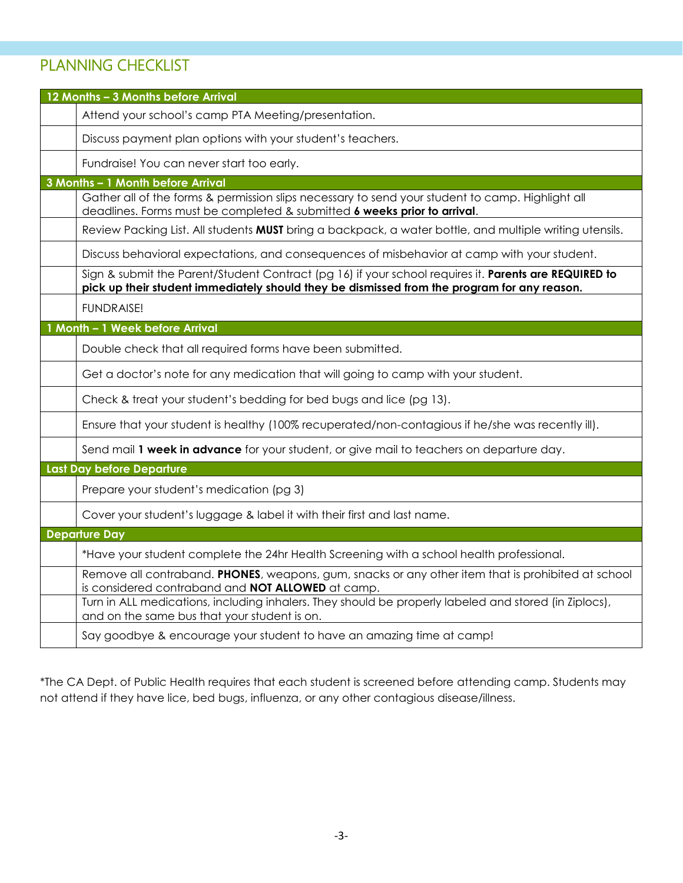## PLANNING CHECKLIST

| | |
|---|---|
| **12 Months – 3 Months before Arrival** | |
| | Attend your school's camp PTA Meeting/presentation. |
| | Discuss payment plan options with your student's teachers. |
| | Fundraise! You can never start too early. |
| **3 Months – 1 Month before Arrival** | |
| | Gather all of the forms & permission slips necessary to send your student to camp. Highlight all deadlines. Forms must be completed & submitted **6 weeks prior to arrival**. |
| | Review Packing List. All students **MUST** bring a backpack, a water bottle, and multiple writing utensils. |
| | Discuss behavioral expectations, and consequences of misbehavior at camp with your student. |
| | Sign & submit the Parent/Student Contract (pg 16) if your school requires it. **Parents are REQUIRED to pick up their student immediately should they be dismissed from the program for any reason.** |
| | FUNDRAISE! |
| **1 Month – 1 Week before Arrival** | |
| | Double check that all required forms have been submitted. |
| | Get a doctor's note for any medication that will going to camp with your student. |
| | Check & treat your student's bedding for bed bugs and lice (pg 13). |
| | Ensure that your student is healthy (100% recuperated/non-contagious if he/she was recently ill). |
| | Send mail **1 week in advance** for your student, or give mail to teachers on departure day. |
| **Last Day before Departure** | |
| | Prepare your student's medication (pg 3) |
| | Cover your student's luggage & label it with their first and last name. |
| **Departure Day** | |
| | *Have your student complete the 24hr Health Screening with a school health professional. |
| | Remove all contraband. **PHONES**, weapons, gum, snacks or any other item that is prohibited at school is considered contraband and **NOT ALLOWED** at camp. |
| | Turn in ALL medications, including inhalers. They should be properly labeled and stored (in Ziplocs), and on the same bus that your student is on. |
| | Say goodbye & encourage your student to have an amazing time at camp! |

*The CA Dept. of Public Health requires that each student is screened before attending camp. Students may not attend if they have lice, bed bugs, influenza, or any other contagious disease/illness.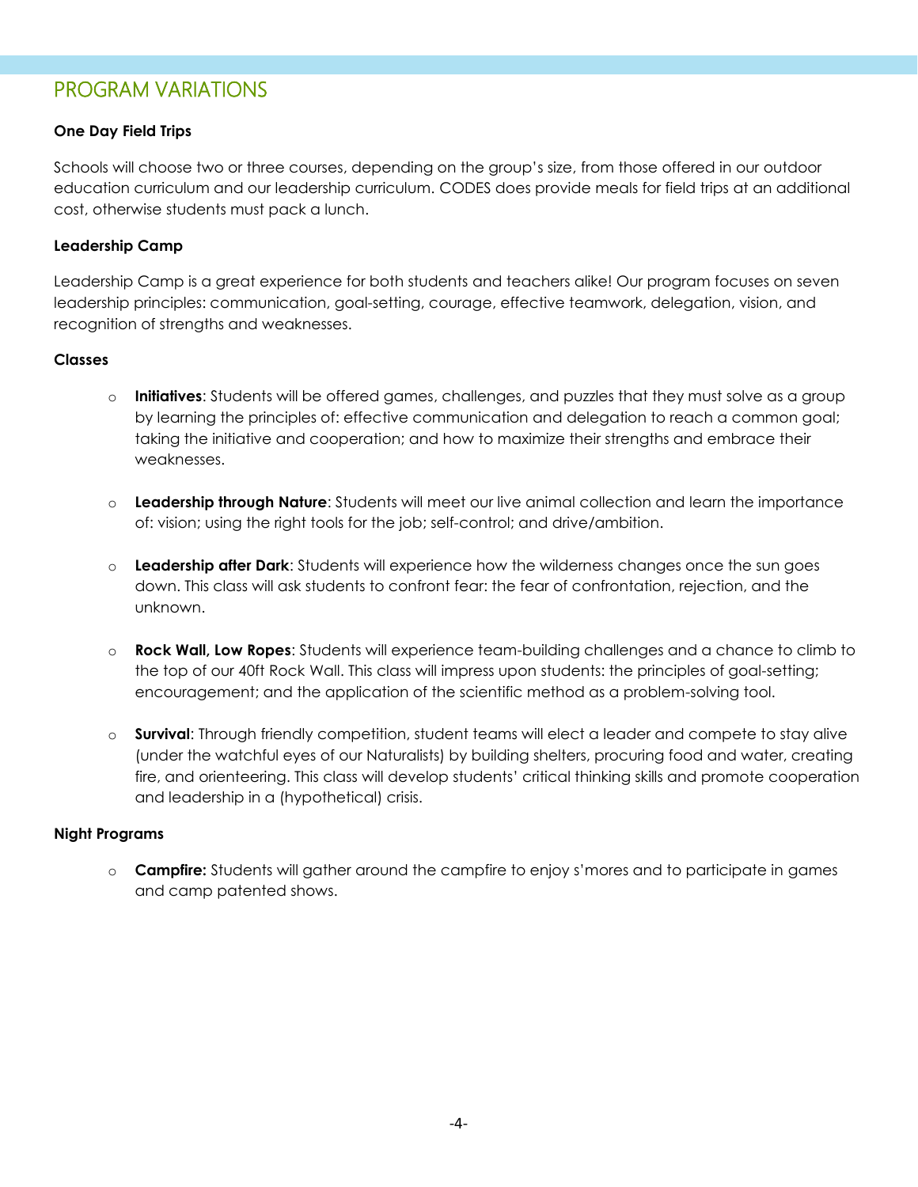## PROGRAM VARIATIONS

**One Day Field Trips**

Schools will choose two or three courses, depending on the group's size, from those offered in our outdoor education curriculum and our leadership curriculum. CODES does provide meals for field trips at an additional cost, otherwise students must pack a lunch.

**Leadership Camp**

Leadership Camp is a great experience for both students and teachers alike! Our program focuses on seven leadership principles: communication, goal-setting, courage, effective teamwork, delegation, vision, and recognition of strengths and weaknesses.

**Classes**

- **Initiatives**: Students will be offered games, challenges, and puzzles that they must solve as a group by learning the principles of: effective communication and delegation to reach a common goal; taking the initiative and cooperation; and how to maximize their strengths and embrace their weaknesses.

- **Leadership through Nature**: Students will meet our live animal collection and learn the importance of: vision; using the right tools for the job; self-control; and drive/ambition.

- **Leadership after Dark**: Students will experience how the wilderness changes once the sun goes down. This class will ask students to confront fear: the fear of confrontation, rejection, and the unknown.

- **Rock Wall, Low Ropes**: Students will experience team-building challenges and a chance to climb to the top of our 40ft Rock Wall. This class will impress upon students: the principles of goal-setting; encouragement; and the application of the scientific method as a problem-solving tool.

- **Survival**: Through friendly competition, student teams will elect a leader and compete to stay alive (under the watchful eyes of our Naturalists) by building shelters, procuring food and water, creating fire, and orienteering. This class will develop students' critical thinking skills and promote cooperation and leadership in a (hypothetical) crisis.

**Night Programs**

- **Campfire:** Students will gather around the campfire to enjoy s'mores and to participate in games and camp patented shows.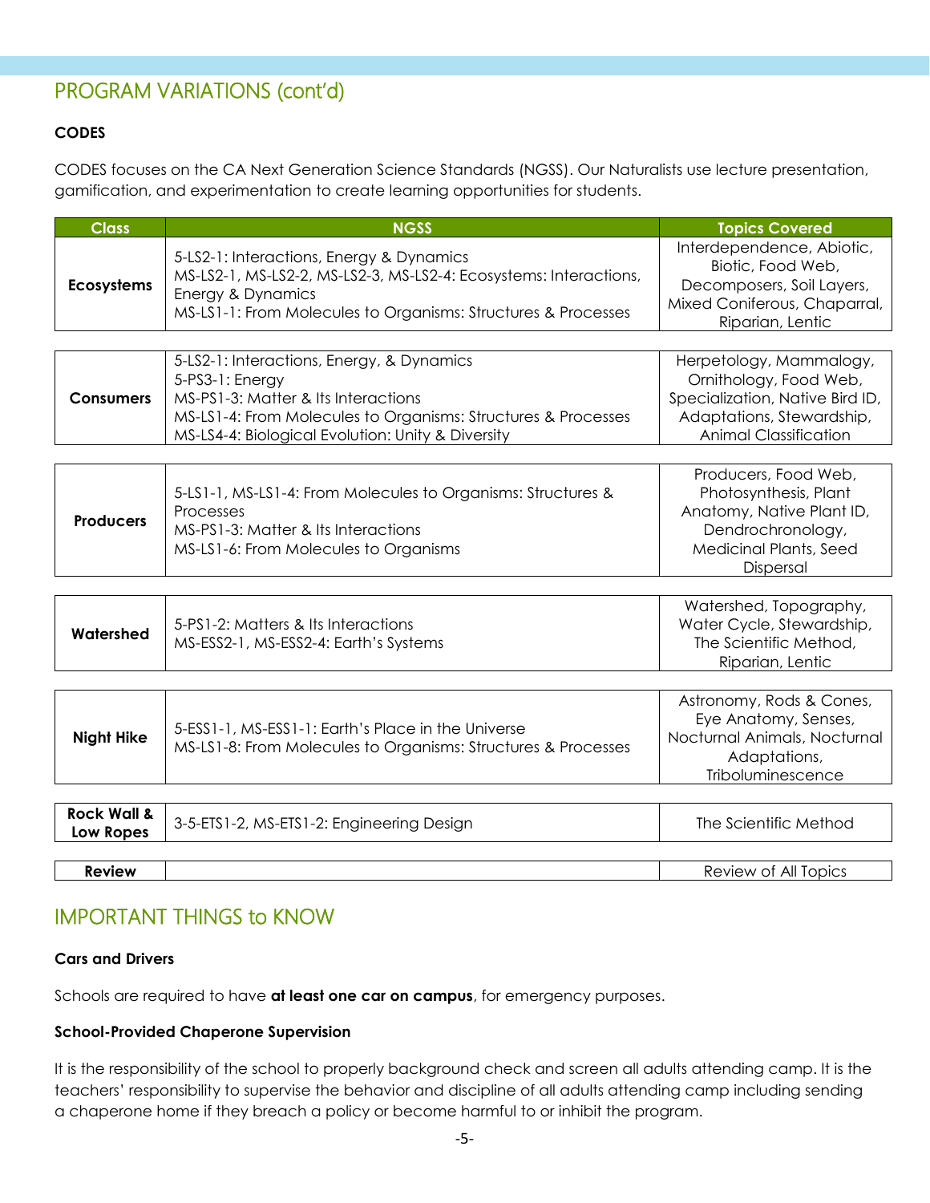## PROGRAM VARIATIONS (cont'd)

### CODES

CODES focuses on the CA Next Generation Science Standards (NGSS). Our Naturalists use lecture presentation, gamification, and experimentation to create learning opportunities for students.

| Class | NGSS | Topics Covered |
|---|---|---|
| **Ecosystems** | 5-LS2-1: Interactions, Energy & Dynamics<br>MS-LS2-1, MS-LS2-2, MS-LS2-3, MS-LS2-4: Ecosystems: Interactions, Energy & Dynamics<br>MS-LS1-1: From Molecules to Organisms: Structures & Processes | Interdependence, Abiotic, Biotic, Food Web, Decomposers, Soil Layers, Mixed Coniferous, Chaparral, Riparian, Lentic |
| **Consumers** | 5-LS2-1: Interactions, Energy, & Dynamics<br>5-PS3-1: Energy<br>MS-PS1-3: Matter & Its Interactions<br>MS-LS1-4: From Molecules to Organisms: Structures & Processes<br>MS-LS4-4: Biological Evolution: Unity & Diversity | Herpetology, Mammalogy, Ornithology, Food Web, Specialization, Native Bird ID, Adaptations, Stewardship, Animal Classification |
| **Producers** | 5-LS1-1, MS-LS1-4: From Molecules to Organisms: Structures & Processes<br>MS-PS1-3: Matter & Its Interactions<br>MS-LS1-6: From Molecules to Organisms | Producers, Food Web, Photosynthesis, Plant Anatomy, Native Plant ID, Dendrochronology, Medicinal Plants, Seed Dispersal |
| **Watershed** | 5-PS1-2: Matters & Its Interactions<br>MS-ESS2-1, MS-ESS2-4: Earth's Systems | Watershed, Topography, Water Cycle, Stewardship, The Scientific Method, Riparian, Lentic |
| **Night Hike** | 5-ESS1-1, MS-ESS1-1: Earth's Place in the Universe<br>MS-LS1-8: From Molecules to Organisms: Structures & Processes | Astronomy, Rods & Cones, Eye Anatomy, Senses, Nocturnal Animals, Nocturnal Adaptations, Triboluminescence |
| **Rock Wall & Low Ropes** | 3-5-ETS1-2, MS-ETS1-2: Engineering Design | The Scientific Method |
| **Review** | | Review of All Topics |

## IMPORTANT THINGS to KNOW

### Cars and Drivers

Schools are required to have **at least one car on campus**, for emergency purposes.

### School-Provided Chaperone Supervision

It is the responsibility of the school to properly background check and screen all adults attending camp. It is the teachers' responsibility to supervise the behavior and discipline of all adults attending camp including sending a chaperone home if they breach a policy or become harmful to or inhibit the program.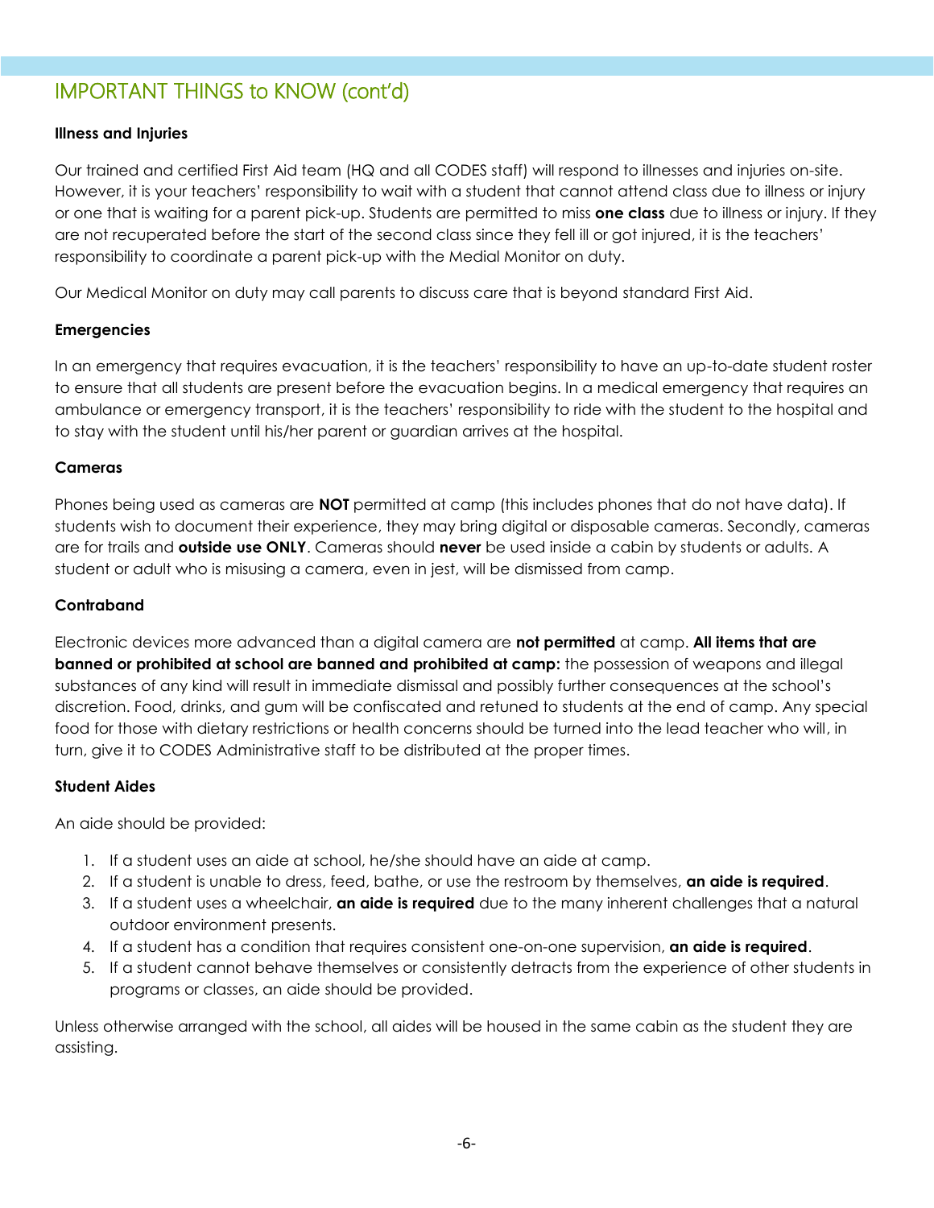## IMPORTANT THINGS to KNOW (cont'd)

### Illness and Injuries

Our trained and certified First Aid team (HQ and all CODES staff) will respond to illnesses and injuries on-site. However, it is your teachers' responsibility to wait with a student that cannot attend class due to illness or injury or one that is waiting for a parent pick-up. Students are permitted to miss **one class** due to illness or injury. If they are not recuperated before the start of the second class since they fell ill or got injured, it is the teachers' responsibility to coordinate a parent pick-up with the Medial Monitor on duty.

Our Medical Monitor on duty may call parents to discuss care that is beyond standard First Aid.

### Emergencies

In an emergency that requires evacuation, it is the teachers' responsibility to have an up-to-date student roster to ensure that all students are present before the evacuation begins. In a medical emergency that requires an ambulance or emergency transport, it is the teachers' responsibility to ride with the student to the hospital and to stay with the student until his/her parent or guardian arrives at the hospital.

### Cameras

Phones being used as cameras are **NOT** permitted at camp (this includes phones that do not have data). If students wish to document their experience, they may bring digital or disposable cameras. Secondly, cameras are for trails and **outside use ONLY**. Cameras should **never** be used inside a cabin by students or adults. A student or adult who is misusing a camera, even in jest, will be dismissed from camp.

### Contraband

Electronic devices more advanced than a digital camera are **not permitted** at camp. **All items that are banned or prohibited at school are banned and prohibited at camp:** the possession of weapons and illegal substances of any kind will result in immediate dismissal and possibly further consequences at the school's discretion. Food, drinks, and gum will be confiscated and retuned to students at the end of camp. Any special food for those with dietary restrictions or health concerns should be turned into the lead teacher who will, in turn, give it to CODES Administrative staff to be distributed at the proper times.

### Student Aides

An aide should be provided:

1. If a student uses an aide at school, he/she should have an aide at camp.
2. If a student is unable to dress, feed, bathe, or use the restroom by themselves, **an aide is required**.
3. If a student uses a wheelchair, **an aide is required** due to the many inherent challenges that a natural outdoor environment presents.
4. If a student has a condition that requires consistent one-on-one supervision, **an aide is required**.
5. If a student cannot behave themselves or consistently detracts from the experience of other students in programs or classes, an aide should be provided.

Unless otherwise arranged with the school, all aides will be housed in the same cabin as the student they are assisting.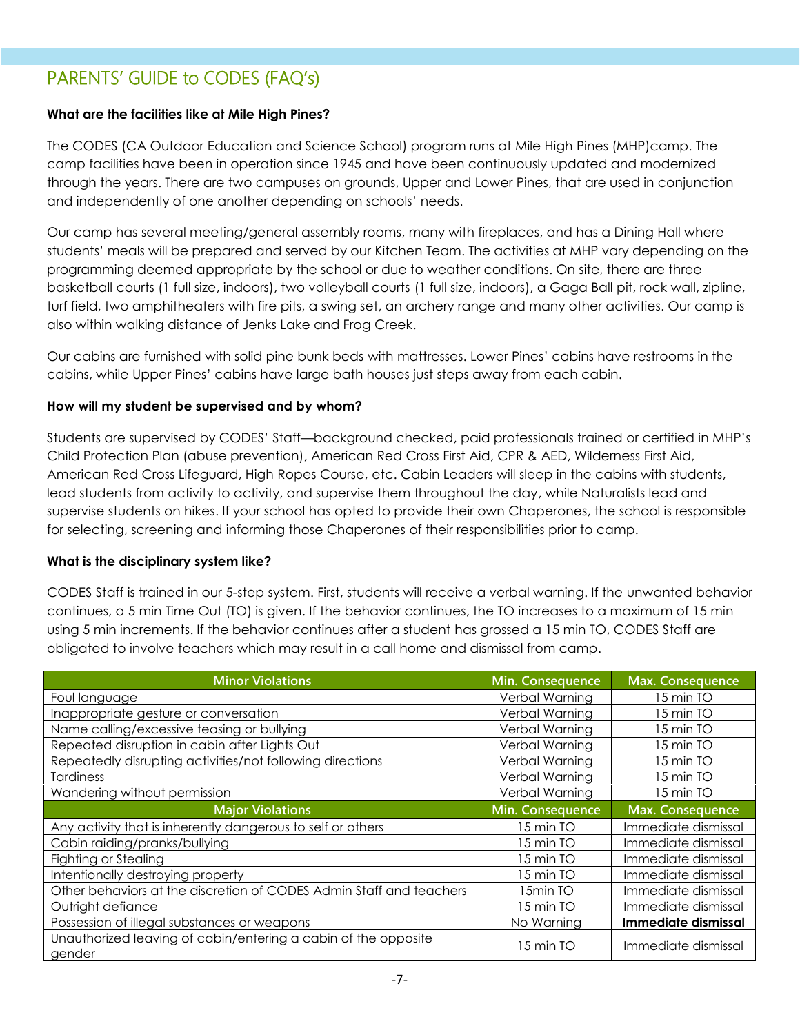# PARENTS' GUIDE to CODES (FAQ's)

**What are the facilities like at Mile High Pines?**

The CODES (CA Outdoor Education and Science School) program runs at Mile High Pines (MHP)camp. The camp facilities have been in operation since 1945 and have been continuously updated and modernized through the years. There are two campuses on grounds, Upper and Lower Pines, that are used in conjunction and independently of one another depending on schools' needs.

Our camp has several meeting/general assembly rooms, many with fireplaces, and has a Dining Hall where students' meals will be prepared and served by our Kitchen Team. The activities at MHP vary depending on the programming deemed appropriate by the school or due to weather conditions. On site, there are three basketball courts (1 full size, indoors), two volleyball courts (1 full size, indoors), a Gaga Ball pit, rock wall, zipline, turf field, two amphitheaters with fire pits, a swing set, an archery range and many other activities. Our camp is also within walking distance of Jenks Lake and Frog Creek.

Our cabins are furnished with solid pine bunk beds with mattresses. Lower Pines' cabins have restrooms in the cabins, while Upper Pines' cabins have large bath houses just steps away from each cabin.

**How will my student be supervised and by whom?**

Students are supervised by CODES' Staff—background checked, paid professionals trained or certified in MHP's Child Protection Plan (abuse prevention), American Red Cross First Aid, CPR & AED, Wilderness First Aid, American Red Cross Lifeguard, High Ropes Course, etc. Cabin Leaders will sleep in the cabins with students, lead students from activity to activity, and supervise them throughout the day, while Naturalists lead and supervise students on hikes. If your school has opted to provide their own Chaperones, the school is responsible for selecting, screening and informing those Chaperones of their responsibilities prior to camp.

**What is the disciplinary system like?**

CODES Staff is trained in our 5-step system. First, students will receive a verbal warning. If the unwanted behavior continues, a 5 min Time Out (TO) is given. If the behavior continues, the TO increases to a maximum of 15 min using 5 min increments. If the behavior continues after a student has grossed a 15 min TO, CODES Staff are obligated to involve teachers which may result in a call home and dismissal from camp.

| Minor Violations | Min. Consequence | Max. Consequence |
|---|---|---|
| Foul language | Verbal Warning | 15 min TO |
| Inappropriate gesture or conversation | Verbal Warning | 15 min TO |
| Name calling/excessive teasing or bullying | Verbal Warning | 15 min TO |
| Repeated disruption in cabin after Lights Out | Verbal Warning | 15 min TO |
| Repeatedly disrupting activities/not following directions | Verbal Warning | 15 min TO |
| Tardiness | Verbal Warning | 15 min TO |
| Wandering without permission | Verbal Warning | 15 min TO |
| **Major Violations** | **Min. Consequence** | **Max. Consequence** |
| Any activity that is inherently dangerous to self or others | 15 min TO | Immediate dismissal |
| Cabin raiding/pranks/bullying | 15 min TO | Immediate dismissal |
| Fighting or Stealing | 15 min TO | Immediate dismissal |
| Intentionally destroying property | 15 min TO | Immediate dismissal |
| Other behaviors at the discretion of CODES Admin Staff and teachers | 15min TO | Immediate dismissal |
| Outright defiance | 15 min TO | Immediate dismissal |
| Possession of illegal substances or weapons | No Warning | **Immediate dismissal** |
| Unauthorized leaving of cabin/entering a cabin of the opposite gender | 15 min TO | Immediate dismissal |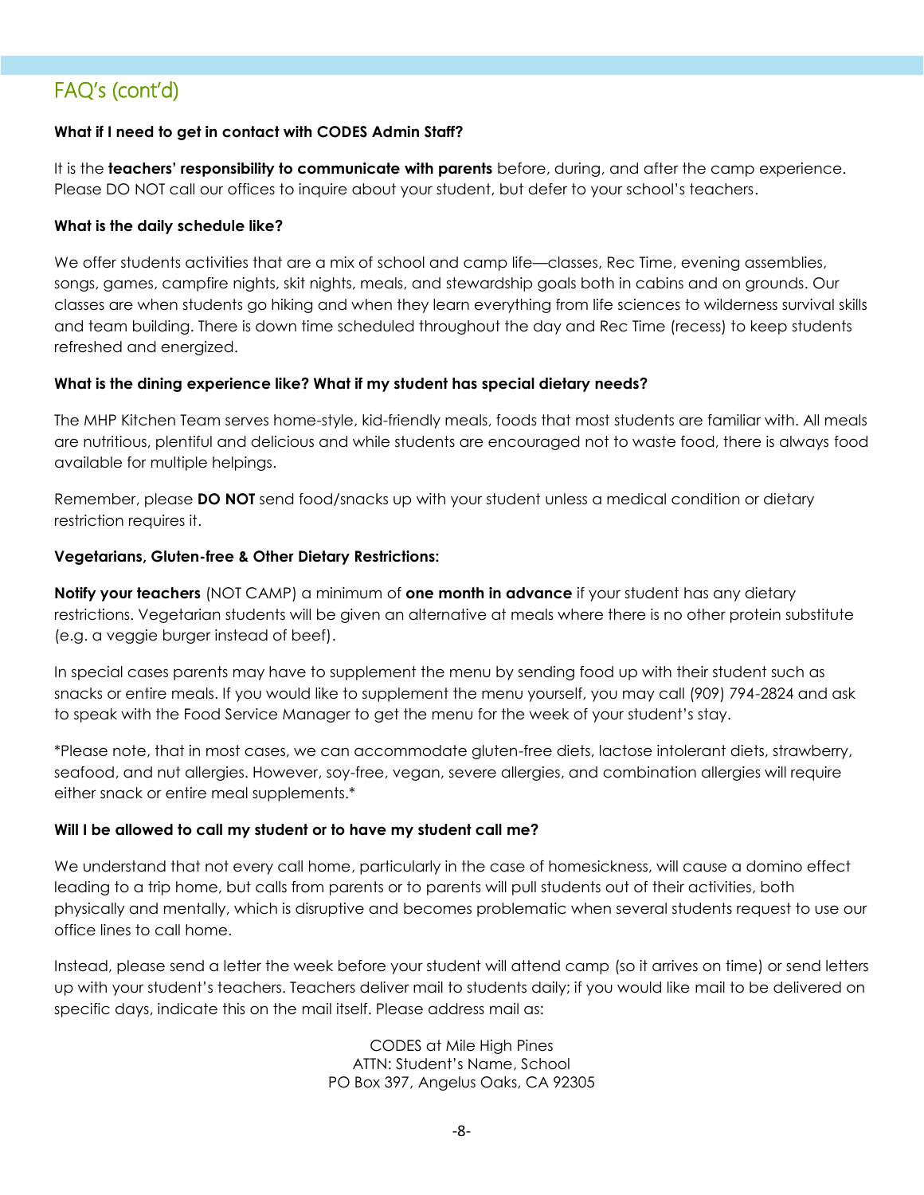## FAQ's (cont'd)

**What if I need to get in contact with CODES Admin Staff?**

It is the **teachers' responsibility to communicate with parents** before, during, and after the camp experience. Please DO NOT call our offices to inquire about your student, but defer to your school's teachers.

**What is the daily schedule like?**

We offer students activities that are a mix of school and camp life—classes, Rec Time, evening assemblies, songs, games, campfire nights, skit nights, meals, and stewardship goals both in cabins and on grounds. Our classes are when students go hiking and when they learn everything from life sciences to wilderness survival skills and team building. There is down time scheduled throughout the day and Rec Time (recess) to keep students refreshed and energized.

**What is the dining experience like? What if my student has special dietary needs?**

The MHP Kitchen Team serves home-style, kid-friendly meals, foods that most students are familiar with. All meals are nutritious, plentiful and delicious and while students are encouraged not to waste food, there is always food available for multiple helpings.

Remember, please **DO NOT** send food/snacks up with your student unless a medical condition or dietary restriction requires it.

**Vegetarians, Gluten-free & Other Dietary Restrictions:**

**Notify your teachers** (NOT CAMP) a minimum of **one month in advance** if your student has any dietary restrictions. Vegetarian students will be given an alternative at meals where there is no other protein substitute (e.g. a veggie burger instead of beef).

In special cases parents may have to supplement the menu by sending food up with their student such as snacks or entire meals. If you would like to supplement the menu yourself, you may call (909) 794-2824 and ask to speak with the Food Service Manager to get the menu for the week of your student's stay.

*Please note, that in most cases, we can accommodate gluten-free diets, lactose intolerant diets, strawberry, seafood, and nut allergies. However, soy-free, vegan, severe allergies, and combination allergies will require either snack or entire meal supplements.*

**Will I be allowed to call my student or to have my student call me?**

We understand that not every call home, particularly in the case of homesickness, will cause a domino effect leading to a trip home, but calls from parents or to parents will pull students out of their activities, both physically and mentally, which is disruptive and becomes problematic when several students request to use our office lines to call home.

Instead, please send a letter the week before your student will attend camp (so it arrives on time) or send letters up with your student's teachers. Teachers deliver mail to students daily; if you would like mail to be delivered on specific days, indicate this on the mail itself. Please address mail as:

CODES at Mile High Pines
ATTN: Student's Name, School
PO Box 397, Angelus Oaks, CA 92305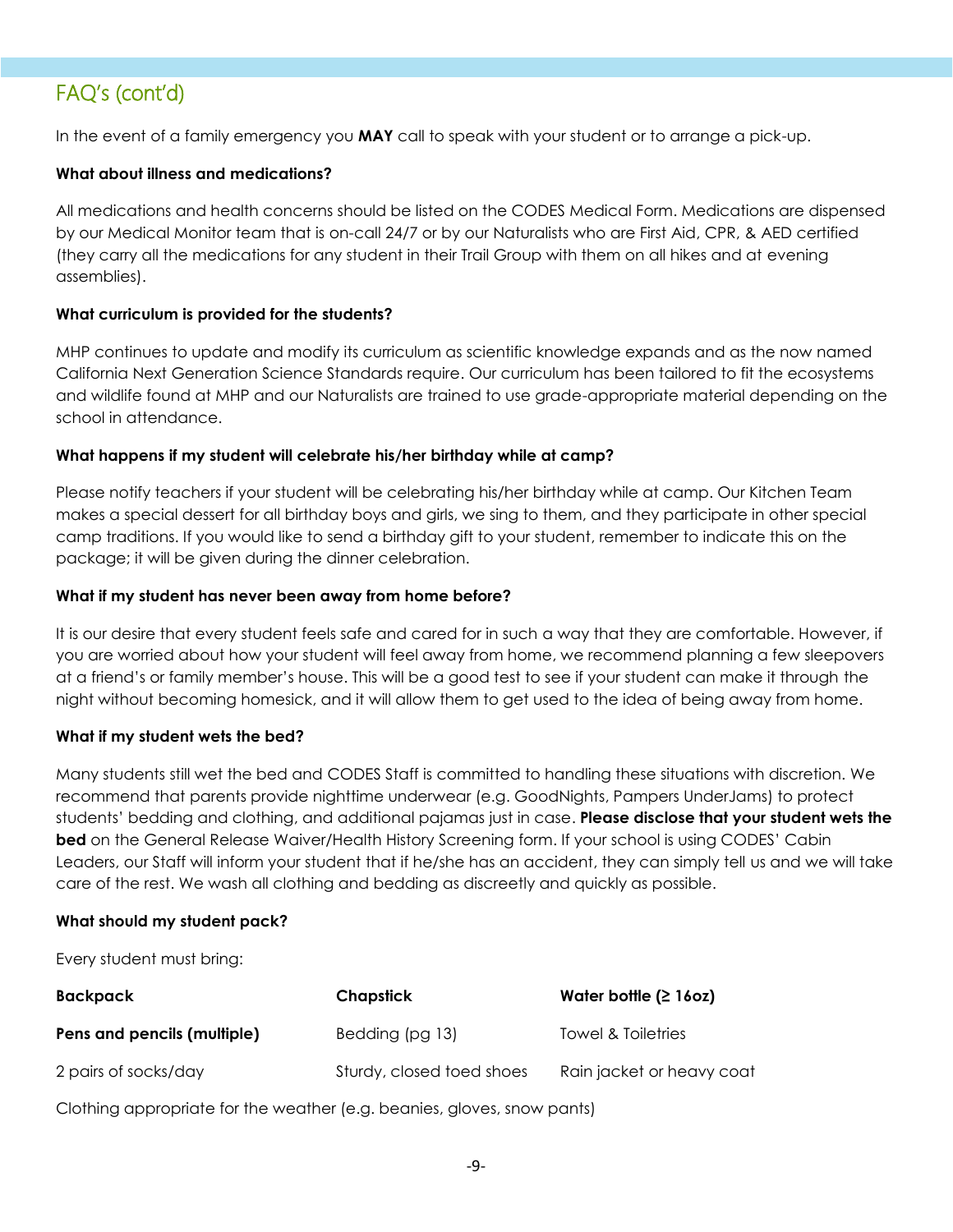## FAQ's (cont'd)

In the event of a family emergency you **MAY** call to speak with your student or to arrange a pick-up.

**What about illness and medications?**

All medications and health concerns should be listed on the CODES Medical Form. Medications are dispensed by our Medical Monitor team that is on-call 24/7 or by our Naturalists who are First Aid, CPR, & AED certified (they carry all the medications for any student in their Trail Group with them on all hikes and at evening assemblies).

**What curriculum is provided for the students?**

MHP continues to update and modify its curriculum as scientific knowledge expands and as the now named California Next Generation Science Standards require. Our curriculum has been tailored to fit the ecosystems and wildlife found at MHP and our Naturalists are trained to use grade-appropriate material depending on the school in attendance.

**What happens if my student will celebrate his/her birthday while at camp?**

Please notify teachers if your student will be celebrating his/her birthday while at camp. Our Kitchen Team makes a special dessert for all birthday boys and girls, we sing to them, and they participate in other special camp traditions. If you would like to send a birthday gift to your student, remember to indicate this on the package; it will be given during the dinner celebration.

**What if my student has never been away from home before?**

It is our desire that every student feels safe and cared for in such a way that they are comfortable. However, if you are worried about how your student will feel away from home, we recommend planning a few sleepovers at a friend's or family member's house. This will be a good test to see if your student can make it through the night without becoming homesick, and it will allow them to get used to the idea of being away from home.

**What if my student wets the bed?**

Many students still wet the bed and CODES Staff is committed to handling these situations with discretion. We recommend that parents provide nighttime underwear (e.g. GoodNights, Pampers UnderJams) to protect students' bedding and clothing, and additional pajamas just in case. **Please disclose that your student wets the bed** on the General Release Waiver/Health History Screening form. If your school is using CODES' Cabin Leaders, our Staff will inform your student that if he/she has an accident, they can simply tell us and we will take care of the rest. We wash all clothing and bedding as discreetly and quickly as possible.

**What should my student pack?**

Every student must bring:

| | | |
|---|---|---|
| **Backpack** | **Chapstick** | **Water bottle (≥ 16oz)** |
| **Pens and pencils (multiple)** | Bedding (pg 13) | Towel & Toiletries |
| 2 pairs of socks/day | Sturdy, closed toed shoes | Rain jacket or heavy coat |

Clothing appropriate for the weather (e.g. beanies, gloves, snow pants)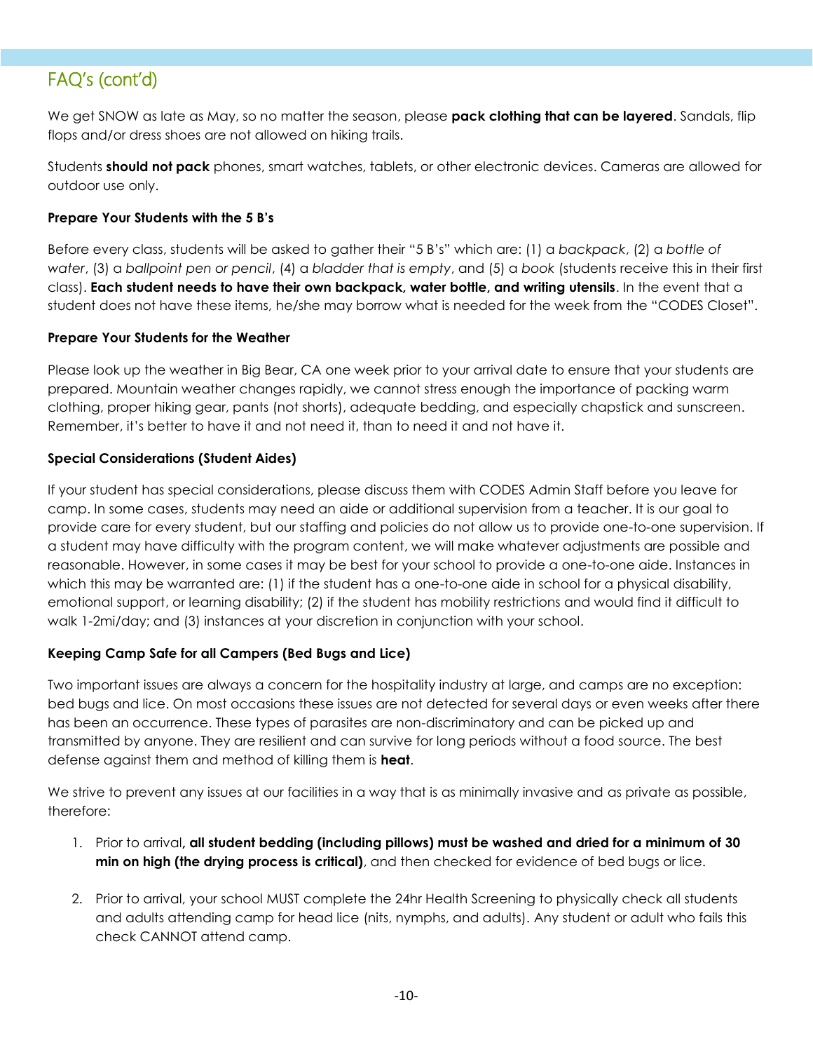## FAQ's (cont'd)

We get SNOW as late as May, so no matter the season, please **pack clothing that can be layered**. Sandals, flip flops and/or dress shoes are not allowed on hiking trails.

Students **should not pack** phones, smart watches, tablets, or other electronic devices. Cameras are allowed for outdoor use only.

**Prepare Your Students with the 5 B's**

Before every class, students will be asked to gather their "5 B's" which are: (1) a *backpack*, (2) a *bottle of water*, (3) a *ballpoint pen or pencil*, (4) a *bladder that is empty*, and (5) a *book* (students receive this in their first class). **Each student needs to have their own backpack, water bottle, and writing utensils**. In the event that a student does not have these items, he/she may borrow what is needed for the week from the "CODES Closet".

**Prepare Your Students for the Weather**

Please look up the weather in Big Bear, CA one week prior to your arrival date to ensure that your students are prepared. Mountain weather changes rapidly, we cannot stress enough the importance of packing warm clothing, proper hiking gear, pants (not shorts), adequate bedding, and especially chapstick and sunscreen. Remember, it's better to have it and not need it, than to need it and not have it.

**Special Considerations (Student Aides)**

If your student has special considerations, please discuss them with CODES Admin Staff before you leave for camp. In some cases, students may need an aide or additional supervision from a teacher. It is our goal to provide care for every student, but our staffing and policies do not allow us to provide one-to-one supervision. If a student may have difficulty with the program content, we will make whatever adjustments are possible and reasonable. However, in some cases it may be best for your school to provide a one-to-one aide. Instances in which this may be warranted are: (1) if the student has a one-to-one aide in school for a physical disability, emotional support, or learning disability; (2) if the student has mobility restrictions and would find it difficult to walk 1-2mi/day; and (3) instances at your discretion in conjunction with your school.

**Keeping Camp Safe for all Campers (Bed Bugs and Lice)**

Two important issues are always a concern for the hospitality industry at large, and camps are no exception: bed bugs and lice. On most occasions these issues are not detected for several days or even weeks after there has been an occurrence. These types of parasites are non-discriminatory and can be picked up and transmitted by anyone. They are resilient and can survive for long periods without a food source. The best defense against them and method of killing them is **heat**.

We strive to prevent any issues at our facilities in a way that is as minimally invasive and as private as possible, therefore:

1. Prior to arrival**, all student bedding (including pillows) must be washed and dried for a minimum of 30 min on high (the drying process is critical)**, and then checked for evidence of bed bugs or lice.

2. Prior to arrival, your school MUST complete the 24hr Health Screening to physically check all students and adults attending camp for head lice (nits, nymphs, and adults). Any student or adult who fails this check CANNOT attend camp.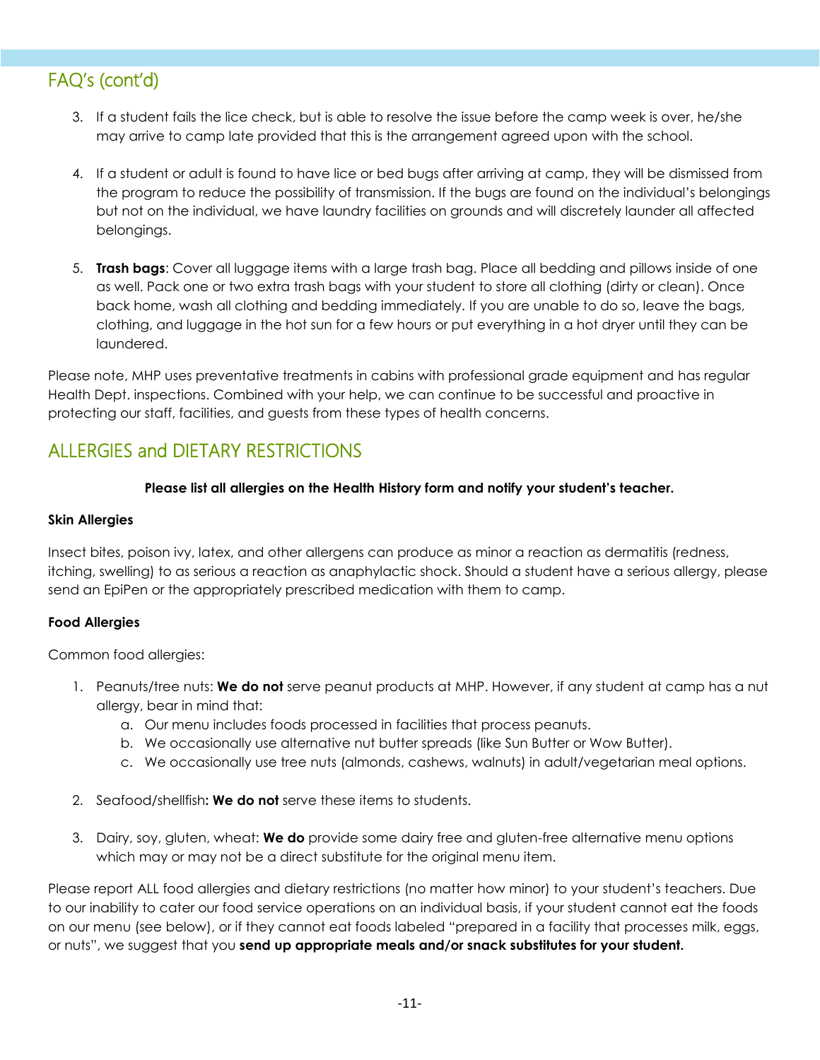## FAQ's (cont'd)

3. If a student fails the lice check, but is able to resolve the issue before the camp week is over, he/she may arrive to camp late provided that this is the arrangement agreed upon with the school.

4. If a student or adult is found to have lice or bed bugs after arriving at camp, they will be dismissed from the program to reduce the possibility of transmission. If the bugs are found on the individual's belongings but not on the individual, we have laundry facilities on grounds and will discretely launder all affected belongings.

5. **Trash bags**: Cover all luggage items with a large trash bag. Place all bedding and pillows inside of one as well. Pack one or two extra trash bags with your student to store all clothing (dirty or clean). Once back home, wash all clothing and bedding immediately. If you are unable to do so, leave the bags, clothing, and luggage in the hot sun for a few hours or put everything in a hot dryer until they can be laundered.

Please note, MHP uses preventative treatments in cabins with professional grade equipment and has regular Health Dept. inspections. Combined with your help, we can continue to be successful and proactive in protecting our staff, facilities, and guests from these types of health concerns.

## ALLERGIES and DIETARY RESTRICTIONS

**Please list all allergies on the Health History form and notify your student's teacher.**

**Skin Allergies**

Insect bites, poison ivy, latex, and other allergens can produce as minor a reaction as dermatitis (redness, itching, swelling) to as serious a reaction as anaphylactic shock. Should a student have a serious allergy, please send an EpiPen or the appropriately prescribed medication with them to camp.

**Food Allergies**

Common food allergies:

1. Peanuts/tree nuts: **We do not** serve peanut products at MHP. However, if any student at camp has a nut allergy, bear in mind that:
   a. Our menu includes foods processed in facilities that process peanuts.
   b. We occasionally use alternative nut butter spreads (like Sun Butter or Wow Butter).
   c. We occasionally use tree nuts (almonds, cashews, walnuts) in adult/vegetarian meal options.

2. Seafood/shellfish**: We do not** serve these items to students.

3. Dairy, soy, gluten, wheat: **We do** provide some dairy free and gluten-free alternative menu options which may or may not be a direct substitute for the original menu item.

Please report ALL food allergies and dietary restrictions (no matter how minor) to your student's teachers. Due to our inability to cater our food service operations on an individual basis, if your student cannot eat the foods on our menu (see below), or if they cannot eat foods labeled "prepared in a facility that processes milk, eggs, or nuts", we suggest that you **send up appropriate meals and/or snack substitutes for your student.**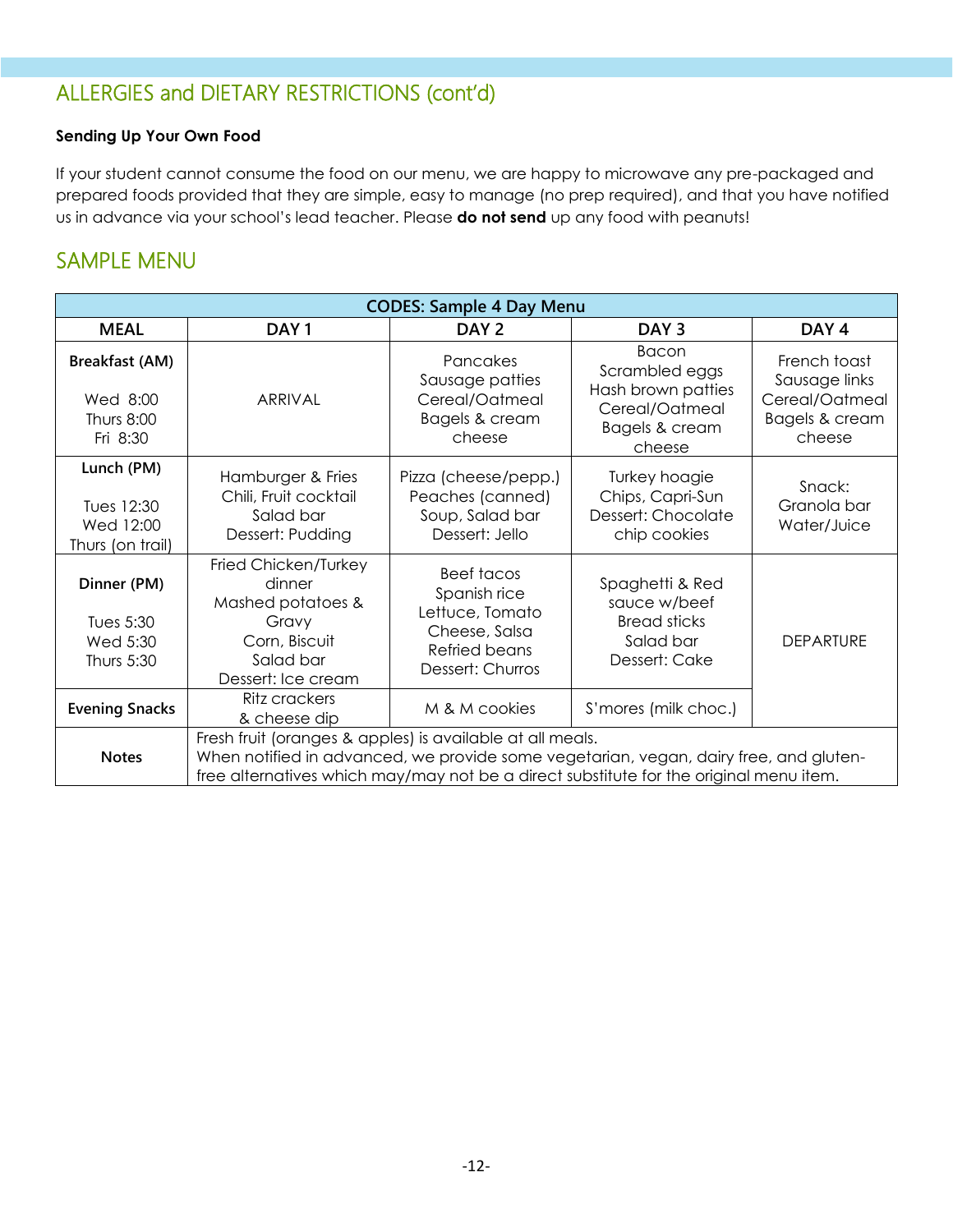## ALLERGIES and DIETARY RESTRICTIONS (cont'd)

**Sending Up Your Own Food**

If your student cannot consume the food on our menu, we are happy to microwave any pre-packaged and prepared foods provided that they are simple, easy to manage (no prep required), and that you have notified us in advance via your school's lead teacher. Please **do not send** up any food with peanuts!

## SAMPLE MENU

| CODES: Sample 4 Day Menu | | | | |
|---|---|---|---|---|
| **MEAL** | **DAY 1** | **DAY 2** | **DAY 3** | **DAY 4** |
| **Breakfast (AM)**<br>Wed 8:00<br>Thurs 8:00<br>Fri 8:30 | ARRIVAL | Pancakes<br>Sausage patties<br>Cereal/Oatmeal<br>Bagels & cream cheese | Bacon<br>Scrambled eggs<br>Hash brown patties<br>Cereal/Oatmeal<br>Bagels & cream cheese | French toast<br>Sausage links<br>Cereal/Oatmeal<br>Bagels & cream cheese |
| **Lunch (PM)**<br>Tues 12:30<br>Wed 12:00<br>Thurs (on trail) | Hamburger & Fries<br>Chili, Fruit cocktail<br>Salad bar<br>Dessert: Pudding | Pizza (cheese/pepp.)<br>Peaches (canned)<br>Soup, Salad bar<br>Dessert: Jello | Turkey hoagie<br>Chips, Capri-Sun<br>Dessert: Chocolate chip cookies | Snack:<br>Granola bar<br>Water/Juice |
| **Dinner (PM)**<br>Tues 5:30<br>Wed 5:30<br>Thurs 5:30 | Fried Chicken/Turkey dinner<br>Mashed potatoes & Gravy<br>Corn, Biscuit<br>Salad bar<br>Dessert: Ice cream | Beef tacos<br>Spanish rice<br>Lettuce, Tomato<br>Cheese, Salsa<br>Refried beans<br>Dessert: Churros | Spaghetti & Red sauce w/beef<br>Bread sticks<br>Salad bar<br>Dessert: Cake | DEPARTURE |
| **Evening Snacks** | Ritz crackers & cheese dip | M & M cookies | S'mores (milk choc.) | |
| **Notes** | Fresh fruit (oranges & apples) is available at all meals.<br>When notified in advanced, we provide some vegetarian, vegan, dairy free, and gluten-free alternatives which may/may not be a direct substitute for the original menu item. | | | |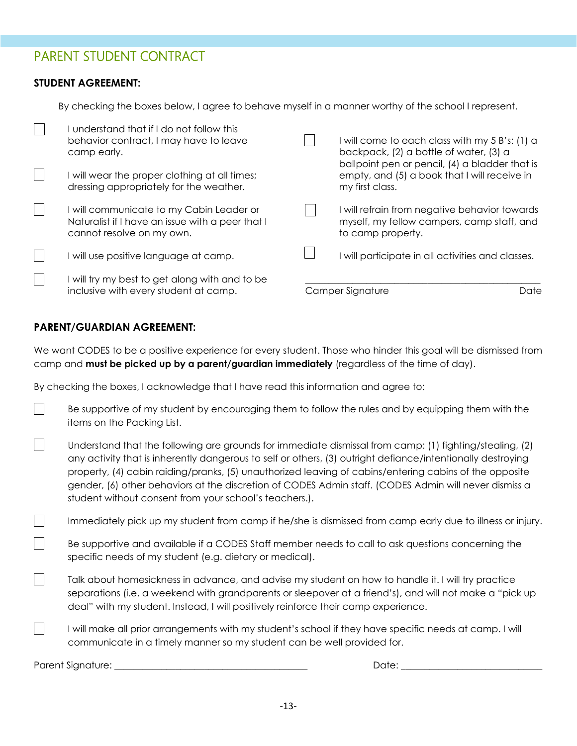# PARENT STUDENT CONTRACT

**STUDENT AGREEMENT:**

By checking the boxes below, I agree to behave myself in a manner worthy of the school I represent.

- [ ] I understand that if I do not follow this behavior contract, I may have to leave camp early.
- [ ] I will wear the proper clothing at all times; dressing appropriately for the weather.
- [ ] I will communicate to my Cabin Leader or Naturalist if I have an issue with a peer that I cannot resolve on my own.
- [ ] I will use positive language at camp.
- [ ] I will try my best to get along with and to be inclusive with every student at camp.
- [ ] I will come to each class with my 5 B's: (1) a backpack, (2) a bottle of water, (3) a ballpoint pen or pencil, (4) a bladder that is empty, and (5) a book that I will receive in my first class.
- [ ] I will refrain from negative behavior towards myself, my fellow campers, camp staff, and to camp property.
- [ ] I will participate in all activities and classes.

\_\_\_\_\_\_\_\_\_\_\_\_\_\_\_\_\_\_\_\_\_\_\_\_\_\_\_\_\_\_\_\_\_\_\_\_\_\_\_\_\_\_\_\_\_\_

Camper Signature Date

**PARENT/GUARDIAN AGREEMENT:**

We want CODES to be a positive experience for every student. Those who hinder this goal will be dismissed from camp and **must be picked up by a parent/guardian immediately** (regardless of the time of day).

By checking the boxes, I acknowledge that I have read this information and agree to:

- [ ] Be supportive of my student by encouraging them to follow the rules and by equipping them with the items on the Packing List.
- [ ] Understand that the following are grounds for immediate dismissal from camp: (1) fighting/stealing, (2) any activity that is inherently dangerous to self or others, (3) outright defiance/intentionally destroying property, (4) cabin raiding/pranks, (5) unauthorized leaving of cabins/entering cabins of the opposite gender, (6) other behaviors at the discretion of CODES Admin staff. (CODES Admin will never dismiss a student without consent from your school's teachers.).
- [ ] Immediately pick up my student from camp if he/she is dismissed from camp early due to illness or injury.
- [ ] Be supportive and available if a CODES Staff member needs to call to ask questions concerning the specific needs of my student (e.g. dietary or medical).
- [ ] Talk about homesickness in advance, and advise my student on how to handle it. I will try practice separations (i.e. a weekend with grandparents or sleepover at a friend's), and will not make a "pick up deal" with my student. Instead, I will positively reinforce their camp experience.
- [ ] I will make all prior arrangements with my student's school if they have specific needs at camp. I will communicate in a timely manner so my student can be well provided for.

Parent Signature: \_\_\_\_\_\_\_\_\_\_\_\_\_\_\_\_\_\_\_\_\_\_\_\_\_\_\_\_\_\_\_\_\_\_\_\_\_\_\_\_ Date: \_\_\_\_\_\_\_\_\_\_\_\_\_\_\_\_\_\_\_\_\_\_\_\_\_\_\_\_\_\_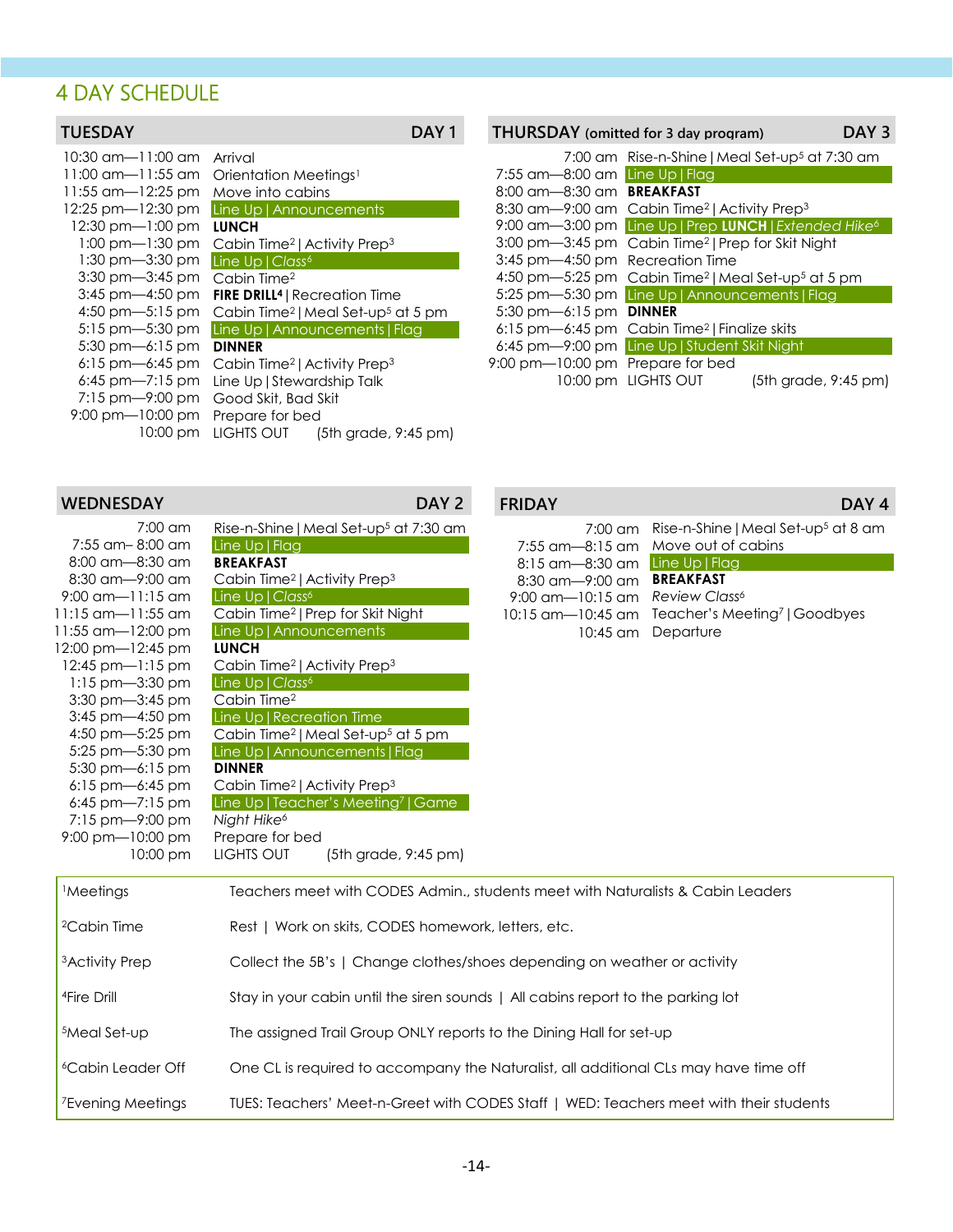## 4 DAY SCHEDULE

### TUESDAY — DAY 1

| | |
|---|---|
| 10:30 am—11:00 am | Arrival |
| 11:00 am—11:55 am | Orientation Meetings[1] |
| 11:55 am—12:25 pm | Move into cabins |
| 12:25 pm—12:30 pm | Line Up \| Announcements |
| 12:30 pm—1:00 pm | **LUNCH** |
| 1:00 pm—1:30 pm | Cabin Time[2] \| Activity Prep[3] |
| 1:30 pm—3:30 pm | Line Up \| *Class*[6] |
| 3:30 pm—3:45 pm | Cabin Time[2] |
| 3:45 pm—4:50 pm | **FIRE DRILL**[4] \| Recreation Time |
| 4:50 pm—5:15 pm | Cabin Time[2] \| Meal Set-up[5] at 5 pm |
| 5:15 pm—5:30 pm | Line Up \| Announcements \| Flag |
| 5:30 pm—6:15 pm | **DINNER** |
| 6:15 pm—6:45 pm | Cabin Time[2] \| Activity Prep[3] |
| 6:45 pm—7:15 pm | Line Up \| Stewardship Talk |
| 7:15 pm—9:00 pm | Good Skit, Bad Skit |
| 9:00 pm—10:00 pm | Prepare for bed |
| 10:00 pm | LIGHTS OUT (5th grade, 9:45 pm) |

### WEDNESDAY — DAY 2

| | |
|---|---|
| 7:00 am | Rise-n-Shine \| Meal Set-up[5] at 7:30 am |
| 7:55 am– 8:00 am | Line Up \| Flag |
| 8:00 am—8:30 am | **BREAKFAST** |
| 8:30 am—9:00 am | Cabin Time[2] \| Activity Prep[3] |
| 9:00 am—11:15 am | Line Up \| Class[6] |
| 11:15 am—11:55 am | Cabin Time[2] \| Prep for Skit Night |
| 11:55 am—12:00 pm | Line Up \| Announcements |
| 12:00 pm—12:45 pm | **LUNCH** |
| 12:45 pm—1:15 pm | Cabin Time[2] \| Activity Prep[3] |
| 1:15 pm—3:30 pm | Line Up \| Class[6] |
| 3:30 pm—3:45 pm | Cabin Time[2] |
| 3:45 pm—4:50 pm | Line Up \| Recreation Time |
| 4:50 pm—5:25 pm | Cabin Time[2] \| Meal Set-up[5] at 5 pm |
| 5:25 pm—5:30 pm | Line Up \| Announcements \| Flag |
| 5:30 pm—6:15 pm | **DINNER** |
| 6:15 pm—6:45 pm | Cabin Time[2] \| Activity Prep[3] |
| 6:45 pm—7:15 pm | Line Up \| Teacher's Meeting[7] \| Game |
| 7:15 pm—9:00 pm | *Night Hike*[6] |
| 9:00 pm—10:00 pm | Prepare for bed |
| 10:00 pm | LIGHTS OUT (5th grade, 9:45 pm) |

### THURSDAY (omitted for 3 day program) — DAY 3

| | |
|---|---|
| 7:00 am | Rise-n-Shine \| Meal Set-up[5] at 7:30 am |
| 7:55 am—8:00 am | Line Up \| Flag |
| 8:00 am—8:30 am | **BREAKFAST** |
| 8:30 am—9:00 am | Cabin Time[2] \| Activity Prep[3] |
| 9:00 am—3:00 pm | Line Up \| Prep **LUNCH** \| *Extended Hike*[6] |
| 3:00 pm—3:45 pm | Cabin Time[2] \| Prep for Skit Night |
| 3:45 pm—4:50 pm | Recreation Time |
| 4:50 pm—5:25 pm | Cabin Time[2] \| Meal Set-up[5] at 5 pm |
| 5:25 pm—5:30 pm | Line Up \| Announcements \| Flag |
| 5:30 pm—6:15 pm | **DINNER** |
| 6:15 pm—6:45 pm | Cabin Time[2] \| Finalize skits |
| 6:45 pm—9:00 pm | Line Up \| Student Skit Night |
| 9:00 pm—10:00 pm | Prepare for bed |
| 10:00 pm | LIGHTS OUT (5th grade, 9:45 pm) |

### FRIDAY — DAY 4

| | |
|---|---|
| 7:00 am | Rise-n-Shine \| Meal Set-up[5] at 8 am |
| 7:55 am—8:15 am | Move out of cabins |
| 8:15 am—8:30 am | Line Up \| Flag |
| 8:30 am—9:00 am | **BREAKFAST** |
| 9:00 am—10:15 am | *Review Class*[6] |
| 10:15 am—10:45 am | Teacher's Meeting[7] \| Goodbyes |
| 10:45 am | Departure |

| | |
|---|---|
| [1]Meetings | Teachers meet with CODES Admin., students meet with Naturalists & Cabin Leaders |
| [2]Cabin Time | Rest \| Work on skits, CODES homework, letters, etc. |
| [3]Activity Prep | Collect the 5B's \| Change clothes/shoes depending on weather or activity |
| [4]Fire Drill | Stay in your cabin until the siren sounds \| All cabins report to the parking lot |
| [5]Meal Set-up | The assigned Trail Group ONLY reports to the Dining Hall for set-up |
| [6]Cabin Leader Off | One CL is required to accompany the Naturalist, all additional CLs may have time off |
| [7]Evening Meetings | TUES: Teachers' Meet-n-Greet with CODES Staff \| WED: Teachers meet with their students |